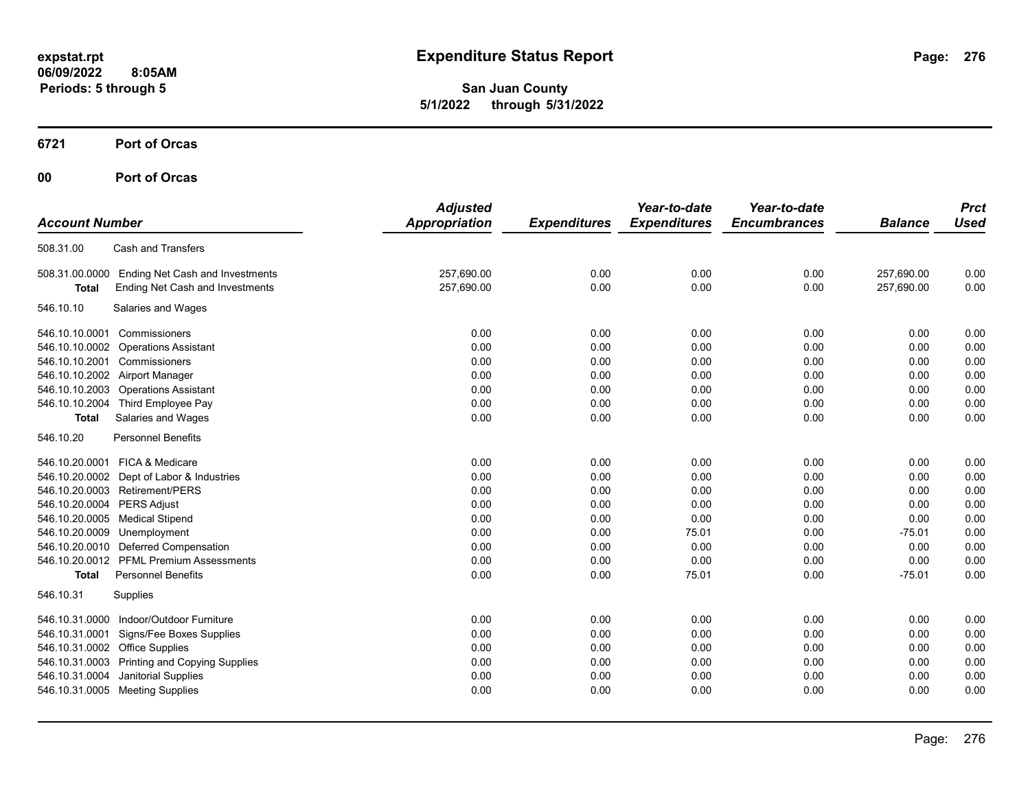expstat.rpt
06/09/2022 8:05AM
Periods: 5 through 5

# Expenditure Status Report

**San Juan County**
**5/1/2022 through 5/31/2022**

## 6721 Port of Orcas

## 00 Port of Orcas

| Account Number | | Adjusted Appropriation | Expenditures | Year-to-date Expenditures | Year-to-date Encumbrances | Balance | Prct Used |
|---|---|---|---|---|---|---|---|
| 508.31.00 | Cash and Transfers | | | | | | |
| 508.31.00.0000 | Ending Net Cash and Investments | 257,690.00 | 0.00 | 0.00 | 0.00 | 257,690.00 | 0.00 |
| **Total** | Ending Net Cash and Investments | 257,690.00 | 0.00 | 0.00 | 0.00 | 257,690.00 | 0.00 |
| 546.10.10 | Salaries and Wages | | | | | | |
| 546.10.10.0001 | Commissioners | 0.00 | 0.00 | 0.00 | 0.00 | 0.00 | 0.00 |
| 546.10.10.0002 | Operations Assistant | 0.00 | 0.00 | 0.00 | 0.00 | 0.00 | 0.00 |
| 546.10.10.2001 | Commissioners | 0.00 | 0.00 | 0.00 | 0.00 | 0.00 | 0.00 |
| 546.10.10.2002 | Airport Manager | 0.00 | 0.00 | 0.00 | 0.00 | 0.00 | 0.00 |
| 546.10.10.2003 | Operations Assistant | 0.00 | 0.00 | 0.00 | 0.00 | 0.00 | 0.00 |
| 546.10.10.2004 | Third Employee Pay | 0.00 | 0.00 | 0.00 | 0.00 | 0.00 | 0.00 |
| **Total** | Salaries and Wages | 0.00 | 0.00 | 0.00 | 0.00 | 0.00 | 0.00 |
| 546.10.20 | Personnel Benefits | | | | | | |
| 546.10.20.0001 | FICA & Medicare | 0.00 | 0.00 | 0.00 | 0.00 | 0.00 | 0.00 |
| 546.10.20.0002 | Dept of Labor & Industries | 0.00 | 0.00 | 0.00 | 0.00 | 0.00 | 0.00 |
| 546.10.20.0003 | Retirement/PERS | 0.00 | 0.00 | 0.00 | 0.00 | 0.00 | 0.00 |
| 546.10.20.0004 | PERS Adjust | 0.00 | 0.00 | 0.00 | 0.00 | 0.00 | 0.00 |
| 546.10.20.0005 | Medical Stipend | 0.00 | 0.00 | 0.00 | 0.00 | 0.00 | 0.00 |
| 546.10.20.0009 | Unemployment | 0.00 | 0.00 | 75.01 | 0.00 | -75.01 | 0.00 |
| 546.10.20.0010 | Deferred Compensation | 0.00 | 0.00 | 0.00 | 0.00 | 0.00 | 0.00 |
| 546.10.20.0012 | PFML Premium Assessments | 0.00 | 0.00 | 0.00 | 0.00 | 0.00 | 0.00 |
| **Total** | Personnel Benefits | 0.00 | 0.00 | 75.01 | 0.00 | -75.01 | 0.00 |
| 546.10.31 | Supplies | | | | | | |
| 546.10.31.0000 | Indoor/Outdoor Furniture | 0.00 | 0.00 | 0.00 | 0.00 | 0.00 | 0.00 |
| 546.10.31.0001 | Signs/Fee Boxes Supplies | 0.00 | 0.00 | 0.00 | 0.00 | 0.00 | 0.00 |
| 546.10.31.0002 | Office Supplies | 0.00 | 0.00 | 0.00 | 0.00 | 0.00 | 0.00 |
| 546.10.31.0003 | Printing and Copying Supplies | 0.00 | 0.00 | 0.00 | 0.00 | 0.00 | 0.00 |
| 546.10.31.0004 | Janitorial Supplies | 0.00 | 0.00 | 0.00 | 0.00 | 0.00 | 0.00 |
| 546.10.31.0005 | Meeting Supplies | 0.00 | 0.00 | 0.00 | 0.00 | 0.00 | 0.00 |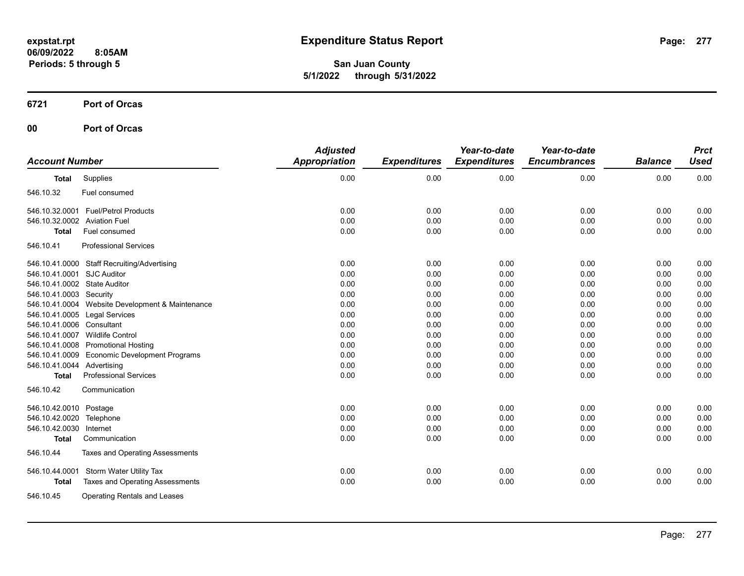**expstat.rpt**
**06/09/2022 8:05AM**
**Periods: 5 through 5**

# Expenditure Status Report

**San Juan County**
**5/1/2022 through 5/31/2022**

## 6721 Port of Orcas

## 00 Port of Orcas

| Account Number | | Adjusted Appropriation | Expenditures | Year-to-date Expenditures | Year-to-date Encumbrances | Balance | Prct Used |
|---|---|---|---|---|---|---|---|
| **Total** | Supplies | 0.00 | 0.00 | 0.00 | 0.00 | 0.00 | 0.00 |
| 546.10.32 | Fuel consumed | | | | | | |
| 546.10.32.0001 | Fuel/Petrol Products | 0.00 | 0.00 | 0.00 | 0.00 | 0.00 | 0.00 |
| 546.10.32.0002 | Aviation Fuel | 0.00 | 0.00 | 0.00 | 0.00 | 0.00 | 0.00 |
| **Total** | Fuel consumed | 0.00 | 0.00 | 0.00 | 0.00 | 0.00 | 0.00 |
| 546.10.41 | Professional Services | | | | | | |
| 546.10.41.0000 | Staff Recruiting/Advertising | 0.00 | 0.00 | 0.00 | 0.00 | 0.00 | 0.00 |
| 546.10.41.0001 | SJC Auditor | 0.00 | 0.00 | 0.00 | 0.00 | 0.00 | 0.00 |
| 546.10.41.0002 | State Auditor | 0.00 | 0.00 | 0.00 | 0.00 | 0.00 | 0.00 |
| 546.10.41.0003 | Security | 0.00 | 0.00 | 0.00 | 0.00 | 0.00 | 0.00 |
| 546.10.41.0004 | Website Development & Maintenance | 0.00 | 0.00 | 0.00 | 0.00 | 0.00 | 0.00 |
| 546.10.41.0005 | Legal Services | 0.00 | 0.00 | 0.00 | 0.00 | 0.00 | 0.00 |
| 546.10.41.0006 | Consultant | 0.00 | 0.00 | 0.00 | 0.00 | 0.00 | 0.00 |
| 546.10.41.0007 | Wildlife Control | 0.00 | 0.00 | 0.00 | 0.00 | 0.00 | 0.00 |
| 546.10.41.0008 | Promotional Hosting | 0.00 | 0.00 | 0.00 | 0.00 | 0.00 | 0.00 |
| 546.10.41.0009 | Economic Development Programs | 0.00 | 0.00 | 0.00 | 0.00 | 0.00 | 0.00 |
| 546.10.41.0044 | Advertising | 0.00 | 0.00 | 0.00 | 0.00 | 0.00 | 0.00 |
| **Total** | Professional Services | 0.00 | 0.00 | 0.00 | 0.00 | 0.00 | 0.00 |
| 546.10.42 | Communication | | | | | | |
| 546.10.42.0010 | Postage | 0.00 | 0.00 | 0.00 | 0.00 | 0.00 | 0.00 |
| 546.10.42.0020 | Telephone | 0.00 | 0.00 | 0.00 | 0.00 | 0.00 | 0.00 |
| 546.10.42.0030 | Internet | 0.00 | 0.00 | 0.00 | 0.00 | 0.00 | 0.00 |
| **Total** | Communication | 0.00 | 0.00 | 0.00 | 0.00 | 0.00 | 0.00 |
| 546.10.44 | Taxes and Operating Assessments | | | | | | |
| 546.10.44.0001 | Storm Water Utility Tax | 0.00 | 0.00 | 0.00 | 0.00 | 0.00 | 0.00 |
| **Total** | Taxes and Operating Assessments | 0.00 | 0.00 | 0.00 | 0.00 | 0.00 | 0.00 |
| 546.10.45 | Operating Rentals and Leases | | | | | | |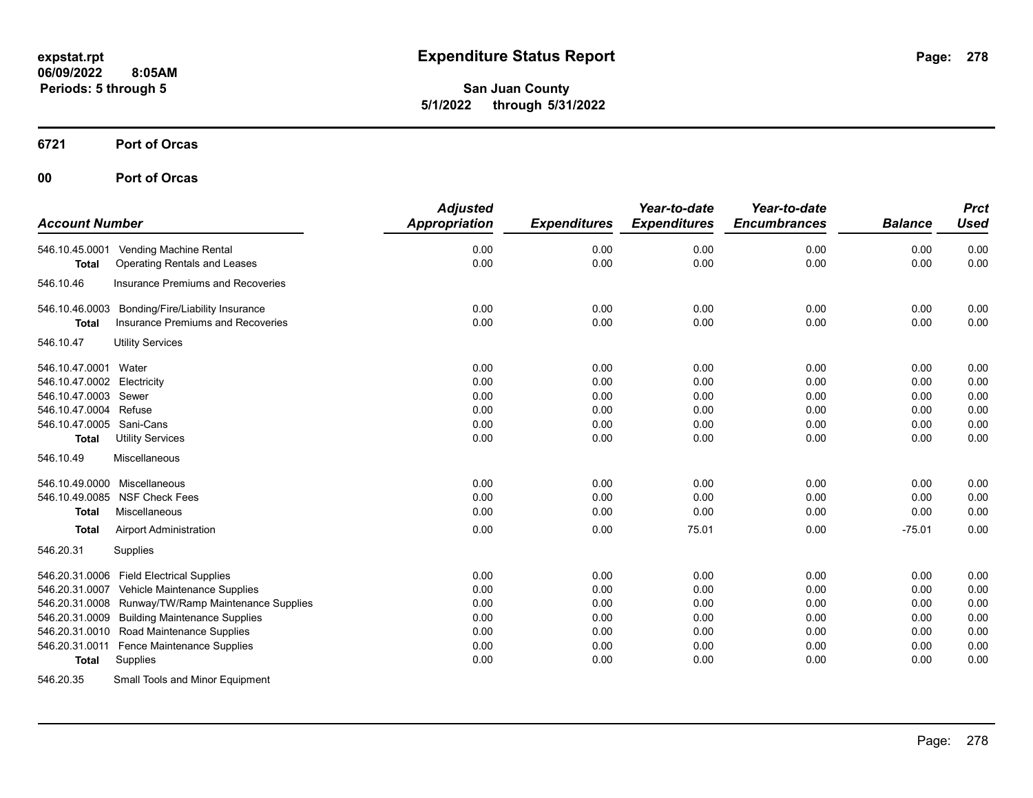**expstat.rpt**
**06/09/2022 8:05AM**
**Periods: 5 through 5**

# Expenditure Status Report

**San Juan County**
**5/1/2022 through 5/31/2022**

## 6721 Port of Orcas

## 00 Port of Orcas

| Account Number | | Adjusted Appropriation | Expenditures | Year-to-date Expenditures | Year-to-date Encumbrances | Balance | Prct Used |
|---|---|---|---|---|---|---|---|
| 546.10.45.0001 | Vending Machine Rental | 0.00 | 0.00 | 0.00 | 0.00 | 0.00 | 0.00 |
| **Total** | Operating Rentals and Leases | 0.00 | 0.00 | 0.00 | 0.00 | 0.00 | 0.00 |
| 546.10.46 | Insurance Premiums and Recoveries | | | | | | |
| 546.10.46.0003 | Bonding/Fire/Liability Insurance | 0.00 | 0.00 | 0.00 | 0.00 | 0.00 | 0.00 |
| **Total** | Insurance Premiums and Recoveries | 0.00 | 0.00 | 0.00 | 0.00 | 0.00 | 0.00 |
| 546.10.47 | Utility Services | | | | | | |
| 546.10.47.0001 | Water | 0.00 | 0.00 | 0.00 | 0.00 | 0.00 | 0.00 |
| 546.10.47.0002 | Electricity | 0.00 | 0.00 | 0.00 | 0.00 | 0.00 | 0.00 |
| 546.10.47.0003 | Sewer | 0.00 | 0.00 | 0.00 | 0.00 | 0.00 | 0.00 |
| 546.10.47.0004 | Refuse | 0.00 | 0.00 | 0.00 | 0.00 | 0.00 | 0.00 |
| 546.10.47.0005 | Sani-Cans | 0.00 | 0.00 | 0.00 | 0.00 | 0.00 | 0.00 |
| **Total** | Utility Services | 0.00 | 0.00 | 0.00 | 0.00 | 0.00 | 0.00 |
| 546.10.49 | Miscellaneous | | | | | | |
| 546.10.49.0000 | Miscellaneous | 0.00 | 0.00 | 0.00 | 0.00 | 0.00 | 0.00 |
| 546.10.49.0085 | NSF Check Fees | 0.00 | 0.00 | 0.00 | 0.00 | 0.00 | 0.00 |
| **Total** | Miscellaneous | 0.00 | 0.00 | 0.00 | 0.00 | 0.00 | 0.00 |
| **Total** | Airport Administration | 0.00 | 0.00 | 75.01 | 0.00 | -75.01 | 0.00 |
| 546.20.31 | Supplies | | | | | | |
| 546.20.31.0006 | Field Electrical Supplies | 0.00 | 0.00 | 0.00 | 0.00 | 0.00 | 0.00 |
| 546.20.31.0007 | Vehicle Maintenance Supplies | 0.00 | 0.00 | 0.00 | 0.00 | 0.00 | 0.00 |
| 546.20.31.0008 | Runway/TW/Ramp Maintenance Supplies | 0.00 | 0.00 | 0.00 | 0.00 | 0.00 | 0.00 |
| 546.20.31.0009 | Building Maintenance Supplies | 0.00 | 0.00 | 0.00 | 0.00 | 0.00 | 0.00 |
| 546.20.31.0010 | Road Maintenance Supplies | 0.00 | 0.00 | 0.00 | 0.00 | 0.00 | 0.00 |
| 546.20.31.0011 | Fence Maintenance Supplies | 0.00 | 0.00 | 0.00 | 0.00 | 0.00 | 0.00 |
| **Total** | Supplies | 0.00 | 0.00 | 0.00 | 0.00 | 0.00 | 0.00 |
| 546.20.35 | Small Tools and Minor Equipment | | | | | | |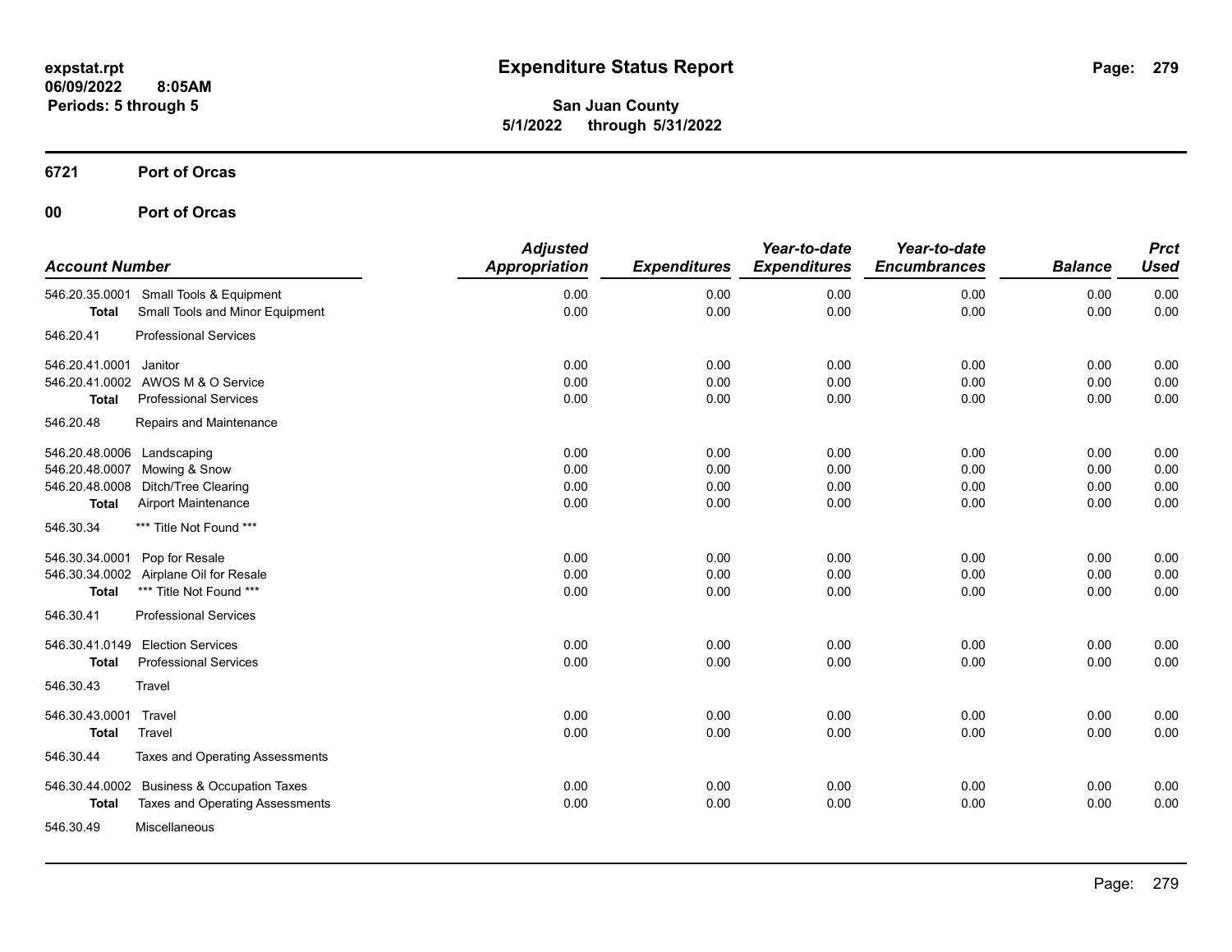**expstat.rpt**
**06/09/2022 8:05AM**
**Periods: 5 through 5**

# Expenditure Status Report

**San Juan County**
**5/1/2022 through 5/31/2022**

## 6721 Port of Orcas

## 00 Port of Orcas

| Account Number | | Adjusted Appropriation | Expenditures | Year-to-date Expenditures | Year-to-date Encumbrances | Balance | Prct Used |
|---|---|---|---|---|---|---|---|
| 546.20.35.0001 | Small Tools & Equipment | 0.00 | 0.00 | 0.00 | 0.00 | 0.00 | 0.00 |
| **Total** | Small Tools and Minor Equipment | 0.00 | 0.00 | 0.00 | 0.00 | 0.00 | 0.00 |
| 546.20.41 | Professional Services | | | | | | |
| 546.20.41.0001 | Janitor | 0.00 | 0.00 | 0.00 | 0.00 | 0.00 | 0.00 |
| 546.20.41.0002 | AWOS M & O Service | 0.00 | 0.00 | 0.00 | 0.00 | 0.00 | 0.00 |
| **Total** | Professional Services | 0.00 | 0.00 | 0.00 | 0.00 | 0.00 | 0.00 |
| 546.20.48 | Repairs and Maintenance | | | | | | |
| 546.20.48.0006 | Landscaping | 0.00 | 0.00 | 0.00 | 0.00 | 0.00 | 0.00 |
| 546.20.48.0007 | Mowing & Snow | 0.00 | 0.00 | 0.00 | 0.00 | 0.00 | 0.00 |
| 546.20.48.0008 | Ditch/Tree Clearing | 0.00 | 0.00 | 0.00 | 0.00 | 0.00 | 0.00 |
| **Total** | Airport Maintenance | 0.00 | 0.00 | 0.00 | 0.00 | 0.00 | 0.00 |
| 546.30.34 | *** Title Not Found *** | | | | | | |
| 546.30.34.0001 | Pop for Resale | 0.00 | 0.00 | 0.00 | 0.00 | 0.00 | 0.00 |
| 546.30.34.0002 | Airplane Oil for Resale | 0.00 | 0.00 | 0.00 | 0.00 | 0.00 | 0.00 |
| **Total** | *** Title Not Found *** | 0.00 | 0.00 | 0.00 | 0.00 | 0.00 | 0.00 |
| 546.30.41 | Professional Services | | | | | | |
| 546.30.41.0149 | Election Services | 0.00 | 0.00 | 0.00 | 0.00 | 0.00 | 0.00 |
| **Total** | Professional Services | 0.00 | 0.00 | 0.00 | 0.00 | 0.00 | 0.00 |
| 546.30.43 | Travel | | | | | | |
| 546.30.43.0001 | Travel | 0.00 | 0.00 | 0.00 | 0.00 | 0.00 | 0.00 |
| **Total** | Travel | 0.00 | 0.00 | 0.00 | 0.00 | 0.00 | 0.00 |
| 546.30.44 | Taxes and Operating Assessments | | | | | | |
| 546.30.44.0002 | Business & Occupation Taxes | 0.00 | 0.00 | 0.00 | 0.00 | 0.00 | 0.00 |
| **Total** | Taxes and Operating Assessments | 0.00 | 0.00 | 0.00 | 0.00 | 0.00 | 0.00 |
| 546.30.49 | Miscellaneous | | | | | | |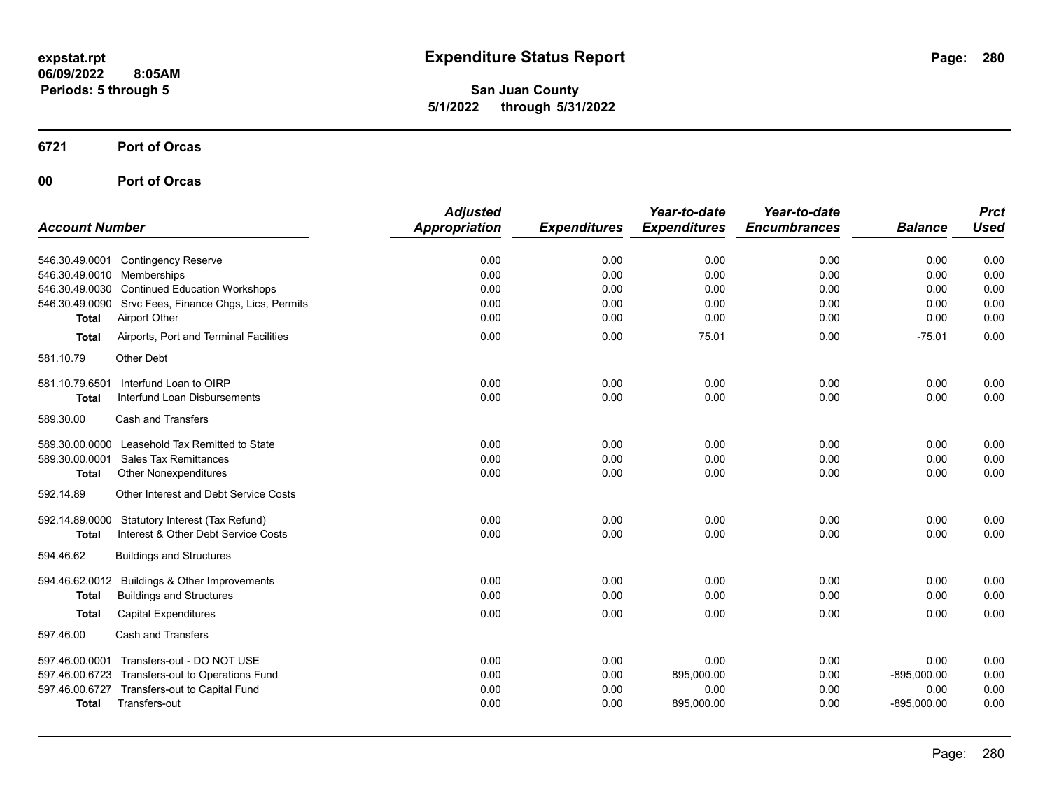# Expenditure Status Report

expstat.rpt
06/09/2022 8:05AM
Periods: 5 through 5

**San Juan County**
**5/1/2022 through 5/31/2022**

## 6721 Port of Orcas

### 00 Port of Orcas

| Account Number | | Adjusted Appropriation | Expenditures | Year-to-date Expenditures | Year-to-date Encumbrances | Balance | Prct Used |
|---|---|---|---|---|---|---|---|
| 546.30.49.0001 | Contingency Reserve | 0.00 | 0.00 | 0.00 | 0.00 | 0.00 | 0.00 |
| 546.30.49.0010 | Memberships | 0.00 | 0.00 | 0.00 | 0.00 | 0.00 | 0.00 |
| 546.30.49.0030 | Continued Education Workshops | 0.00 | 0.00 | 0.00 | 0.00 | 0.00 | 0.00 |
| 546.30.49.0090 | Srvc Fees, Finance Chgs, Lics, Permits | 0.00 | 0.00 | 0.00 | 0.00 | 0.00 | 0.00 |
| **Total** | Airport Other | 0.00 | 0.00 | 0.00 | 0.00 | 0.00 | 0.00 |
| **Total** | Airports, Port and Terminal Facilities | 0.00 | 0.00 | 75.01 | 0.00 | -75.01 | 0.00 |
| 581.10.79 | Other Debt | | | | | | |
| 581.10.79.6501 | Interfund Loan to OIRP | 0.00 | 0.00 | 0.00 | 0.00 | 0.00 | 0.00 |
| **Total** | Interfund Loan Disbursements | 0.00 | 0.00 | 0.00 | 0.00 | 0.00 | 0.00 |
| 589.30.00 | Cash and Transfers | | | | | | |
| 589.30.00.0000 | Leasehold Tax Remitted to State | 0.00 | 0.00 | 0.00 | 0.00 | 0.00 | 0.00 |
| 589.30.00.0001 | Sales Tax Remittances | 0.00 | 0.00 | 0.00 | 0.00 | 0.00 | 0.00 |
| **Total** | Other Nonexpenditures | 0.00 | 0.00 | 0.00 | 0.00 | 0.00 | 0.00 |
| 592.14.89 | Other Interest and Debt Service Costs | | | | | | |
| 592.14.89.0000 | Statutory Interest (Tax Refund) | 0.00 | 0.00 | 0.00 | 0.00 | 0.00 | 0.00 |
| **Total** | Interest & Other Debt Service Costs | 0.00 | 0.00 | 0.00 | 0.00 | 0.00 | 0.00 |
| 594.46.62 | Buildings and Structures | | | | | | |
| 594.46.62.0012 | Buildings & Other Improvements | 0.00 | 0.00 | 0.00 | 0.00 | 0.00 | 0.00 |
| **Total** | Buildings and Structures | 0.00 | 0.00 | 0.00 | 0.00 | 0.00 | 0.00 |
| **Total** | Capital Expenditures | 0.00 | 0.00 | 0.00 | 0.00 | 0.00 | 0.00 |
| 597.46.00 | Cash and Transfers | | | | | | |
| 597.46.00.0001 | Transfers-out - DO NOT USE | 0.00 | 0.00 | 0.00 | 0.00 | 0.00 | 0.00 |
| 597.46.00.6723 | Transfers-out to Operations Fund | 0.00 | 0.00 | 895,000.00 | 0.00 | -895,000.00 | 0.00 |
| 597.46.00.6727 | Transfers-out to Capital Fund | 0.00 | 0.00 | 0.00 | 0.00 | 0.00 | 0.00 |
| **Total** | Transfers-out | 0.00 | 0.00 | 895,000.00 | 0.00 | -895,000.00 | 0.00 |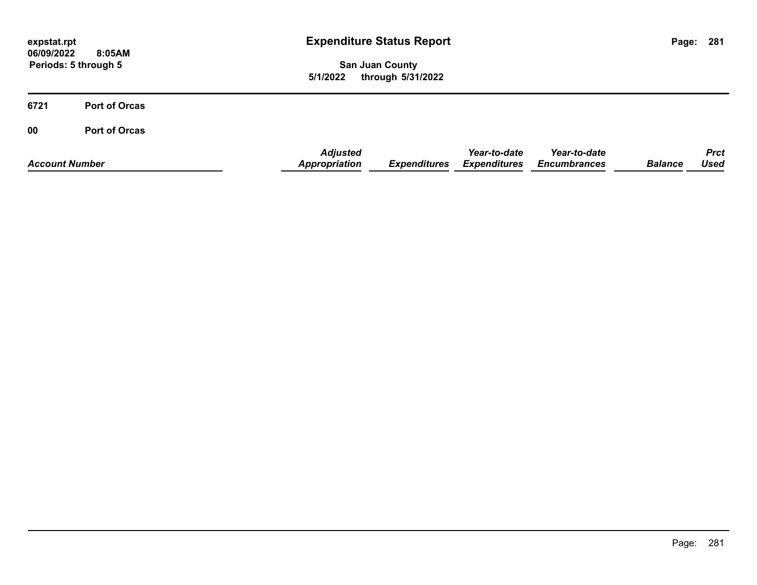# Expenditure Status Report

expstat.rpt
06/09/2022 8:05AM
Periods: 5 through 5

San Juan County
5/1/2022 through 5/31/2022

**6721 Port of Orcas**

**00 Port of Orcas**

| *Account Number* | *Adjusted Appropriation* | *Expenditures* | *Year-to-date Expenditures* | *Year-to-date Encumbrances* | *Balance* | *Prct Used* |
|---|---|---|---|---|---|---|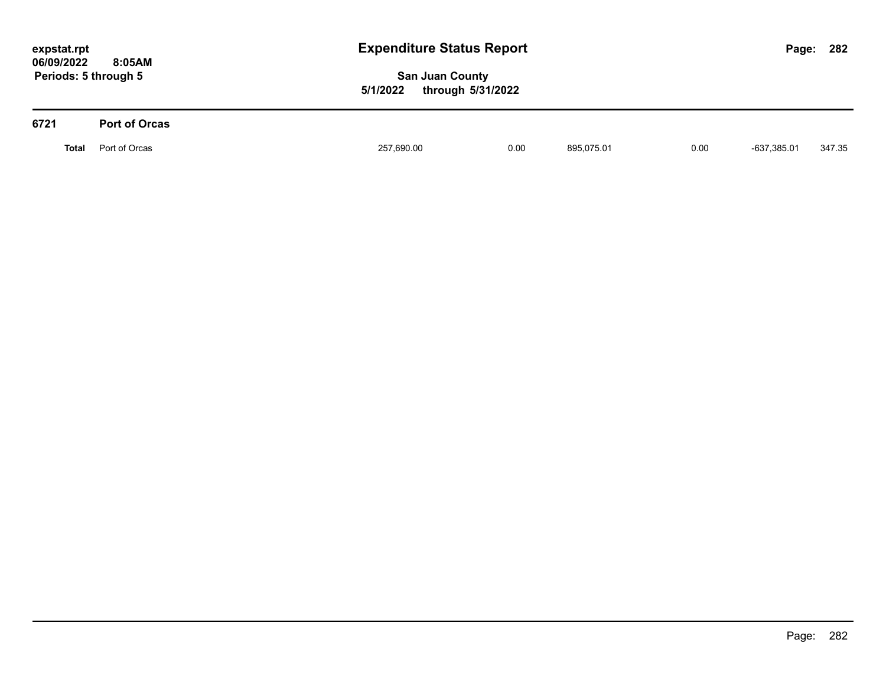**expstat.rpt**
**06/09/2022 8:05AM**
**Periods: 5 through 5**

# Expenditure Status Report

**San Juan County**
**5/1/2022 through 5/31/2022**

## 6721 Port of Orcas

| | | | | | | | |
|---|---|---|---|---|---|---|---|
| **Total** | Port of Orcas | 257,690.00 | 0.00 | 895,075.01 | 0.00 | -637,385.01 | 347.35 |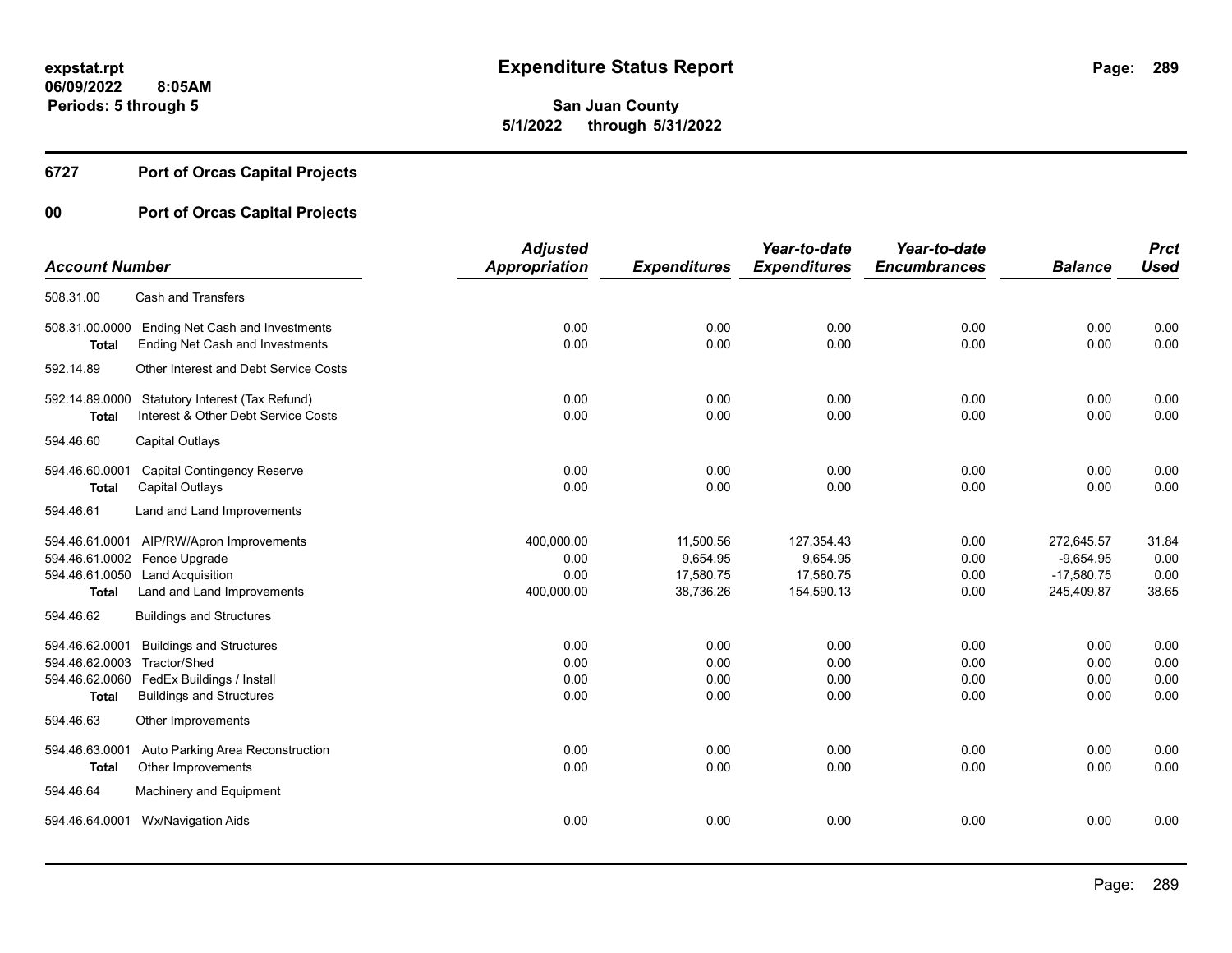# Expenditure Status Report

expstat.rpt
06/09/2022 8:05AM
Periods: 5 through 5

**San Juan County**
**5/1/2022 through 5/31/2022**

## 6727 Port of Orcas Capital Projects

## 00 Port of Orcas Capital Projects

| Account Number | | Adjusted Appropriation | Expenditures | Year-to-date Expenditures | Year-to-date Encumbrances | Balance | Prct Used |
|---|---|---|---|---|---|---|---|
| 508.31.00 | Cash and Transfers | | | | | | |
| 508.31.00.0000 | Ending Net Cash and Investments | 0.00 | 0.00 | 0.00 | 0.00 | 0.00 | 0.00 |
| **Total** | Ending Net Cash and Investments | 0.00 | 0.00 | 0.00 | 0.00 | 0.00 | 0.00 |
| 592.14.89 | Other Interest and Debt Service Costs | | | | | | |
| 592.14.89.0000 | Statutory Interest (Tax Refund) | 0.00 | 0.00 | 0.00 | 0.00 | 0.00 | 0.00 |
| **Total** | Interest & Other Debt Service Costs | 0.00 | 0.00 | 0.00 | 0.00 | 0.00 | 0.00 |
| 594.46.60 | Capital Outlays | | | | | | |
| 594.46.60.0001 | Capital Contingency Reserve | 0.00 | 0.00 | 0.00 | 0.00 | 0.00 | 0.00 |
| **Total** | Capital Outlays | 0.00 | 0.00 | 0.00 | 0.00 | 0.00 | 0.00 |
| 594.46.61 | Land and Land Improvements | | | | | | |
| 594.46.61.0001 | AIP/RW/Apron Improvements | 400,000.00 | 11,500.56 | 127,354.43 | 0.00 | 272,645.57 | 31.84 |
| 594.46.61.0002 | Fence Upgrade | 0.00 | 9,654.95 | 9,654.95 | 0.00 | -9,654.95 | 0.00 |
| 594.46.61.0050 | Land Acquisition | 0.00 | 17,580.75 | 17,580.75 | 0.00 | -17,580.75 | 0.00 |
| **Total** | Land and Land Improvements | 400,000.00 | 38,736.26 | 154,590.13 | 0.00 | 245,409.87 | 38.65 |
| 594.46.62 | Buildings and Structures | | | | | | |
| 594.46.62.0001 | Buildings and Structures | 0.00 | 0.00 | 0.00 | 0.00 | 0.00 | 0.00 |
| 594.46.62.0003 | Tractor/Shed | 0.00 | 0.00 | 0.00 | 0.00 | 0.00 | 0.00 |
| 594.46.62.0060 | FedEx Buildings / Install | 0.00 | 0.00 | 0.00 | 0.00 | 0.00 | 0.00 |
| **Total** | Buildings and Structures | 0.00 | 0.00 | 0.00 | 0.00 | 0.00 | 0.00 |
| 594.46.63 | Other Improvements | | | | | | |
| 594.46.63.0001 | Auto Parking Area Reconstruction | 0.00 | 0.00 | 0.00 | 0.00 | 0.00 | 0.00 |
| **Total** | Other Improvements | 0.00 | 0.00 | 0.00 | 0.00 | 0.00 | 0.00 |
| 594.46.64 | Machinery and Equipment | | | | | | |
| 594.46.64.0001 | Wx/Navigation Aids | 0.00 | 0.00 | 0.00 | 0.00 | 0.00 | 0.00 |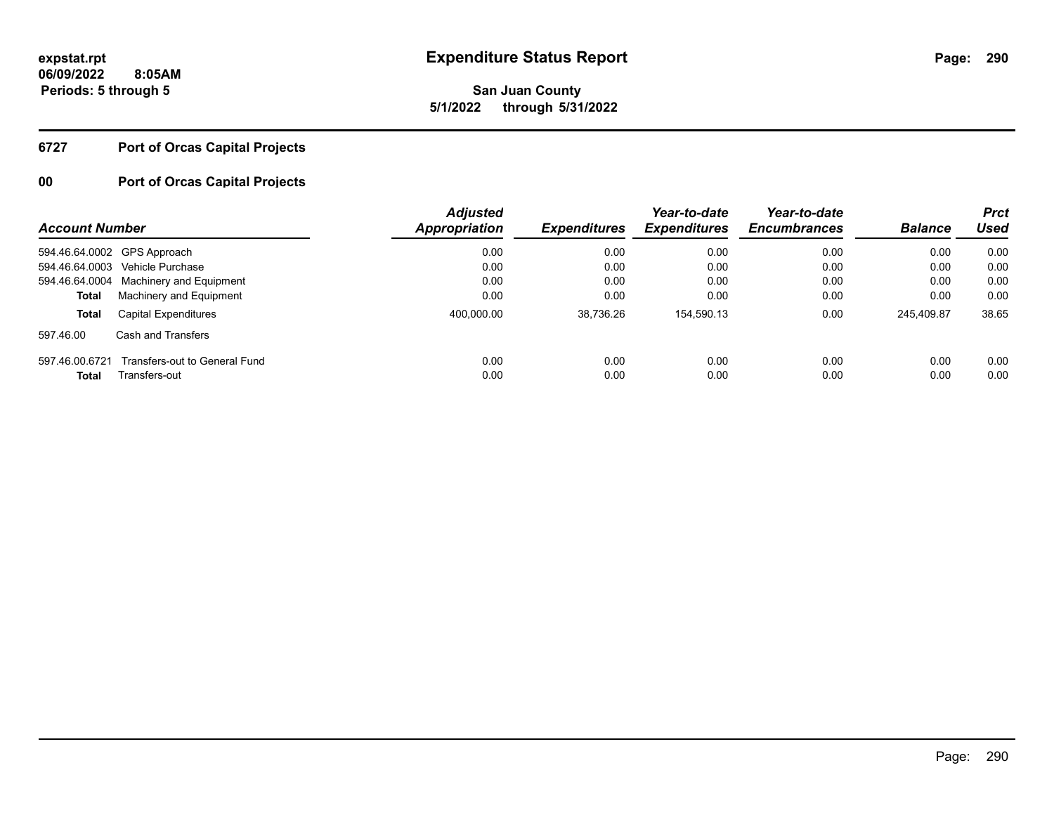# Expenditure Status Report

expstat.rpt
06/09/2022 8:05AM
Periods: 5 through 5

San Juan County
5/1/2022 through 5/31/2022

## 6727 Port of Orcas Capital Projects

## 00 Port of Orcas Capital Projects

| Account Number | | Adjusted Appropriation | Expenditures | Year-to-date Expenditures | Year-to-date Encumbrances | Balance | Prct Used |
|---|---|---|---|---|---|---|---|
| 594.46.64.0002 | GPS Approach | 0.00 | 0.00 | 0.00 | 0.00 | 0.00 | 0.00 |
| 594.46.64.0003 | Vehicle Purchase | 0.00 | 0.00 | 0.00 | 0.00 | 0.00 | 0.00 |
| 594.46.64.0004 | Machinery and Equipment | 0.00 | 0.00 | 0.00 | 0.00 | 0.00 | 0.00 |
| **Total** | Machinery and Equipment | 0.00 | 0.00 | 0.00 | 0.00 | 0.00 | 0.00 |
| **Total** | Capital Expenditures | 400,000.00 | 38,736.26 | 154,590.13 | 0.00 | 245,409.87 | 38.65 |
| 597.46.00 | Cash and Transfers | | | | | | |
| 597.46.00.6721 | Transfers-out to General Fund | 0.00 | 0.00 | 0.00 | 0.00 | 0.00 | 0.00 |
| **Total** | Transfers-out | 0.00 | 0.00 | 0.00 | 0.00 | 0.00 | 0.00 |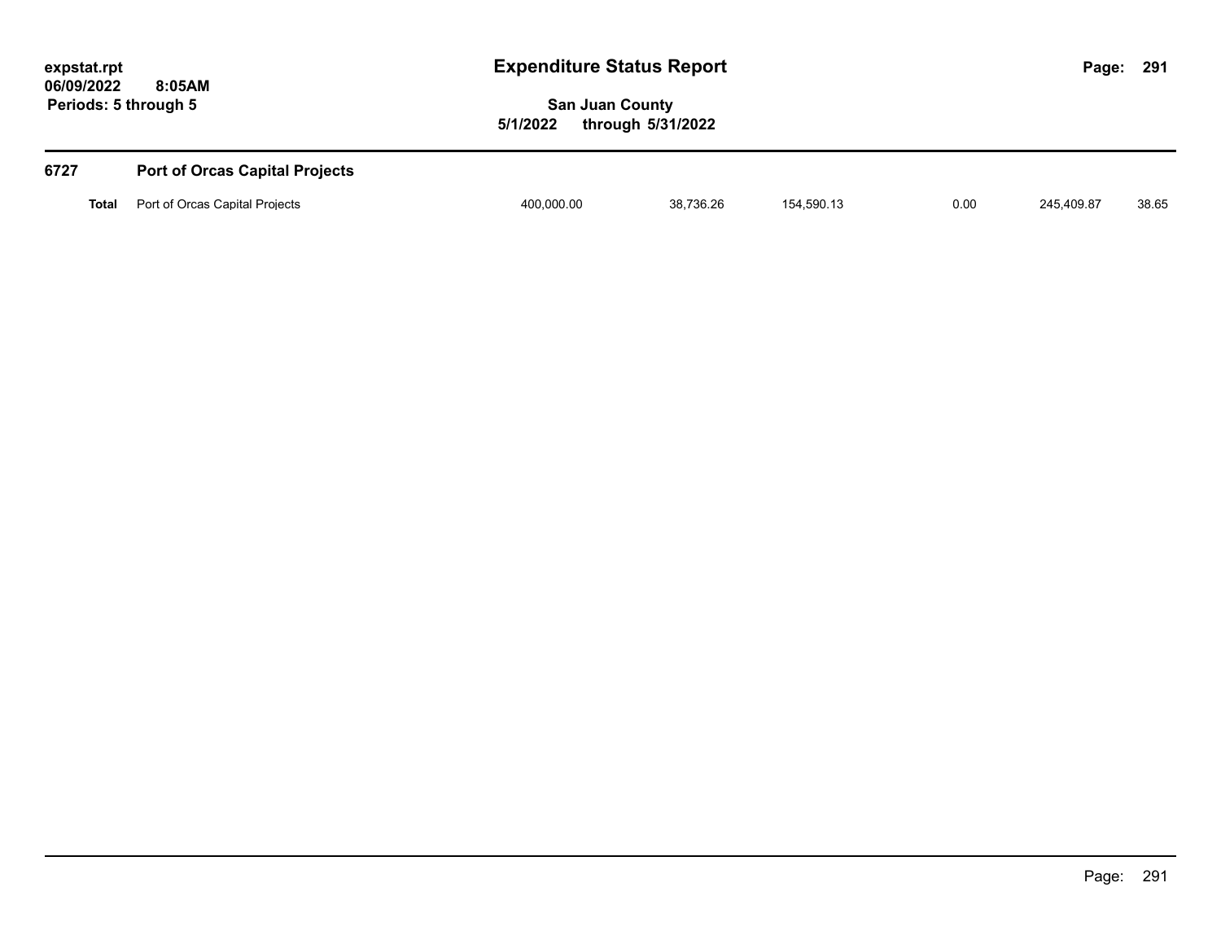# Expenditure Status Report

**San Juan County**

**5/1/2022 through 5/31/2022**

expstat.rpt
06/09/2022 8:05AM
Periods: 5 through 5

## 6727 Port of Orcas Capital Projects

| | | | | | | | |
|---|---|---|---|---|---|---|---|
| **Total** | Port of Orcas Capital Projects | 400,000.00 | 38,736.26 | 154,590.13 | 0.00 | 245,409.87 | 38.65 |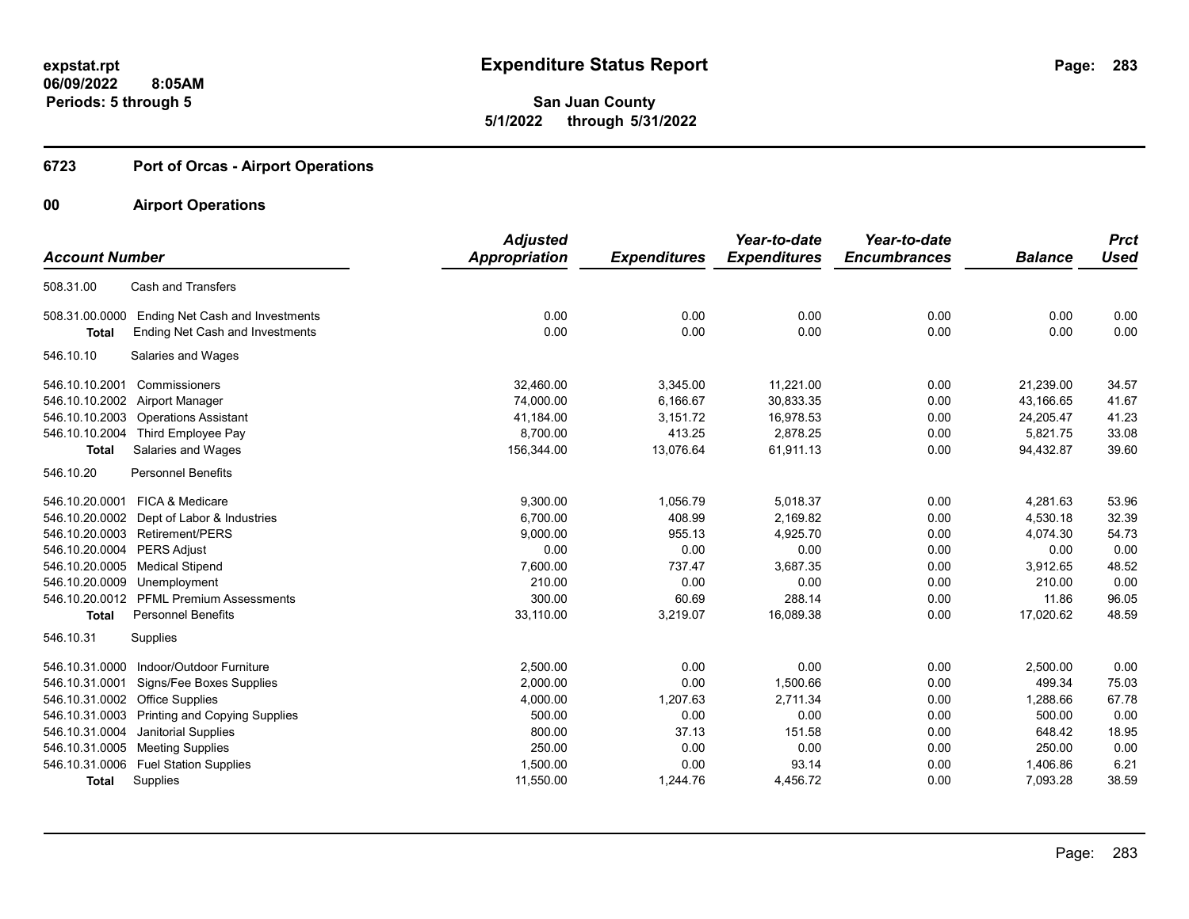**expstat.rpt**
**06/09/2022 8:05AM**
**Periods: 5 through 5**

# Expenditure Status Report

**San Juan County**
**5/1/2022 through 5/31/2022**

## 6723 Port of Orcas - Airport Operations

## 00 Airport Operations

| Account Number | | Adjusted Appropriation | Expenditures | Year-to-date Expenditures | Year-to-date Encumbrances | Balance | Prct Used |
|---|---|---|---|---|---|---|---|
| 508.31.00 | Cash and Transfers | | | | | | |
| 508.31.00.0000 | Ending Net Cash and Investments | 0.00 | 0.00 | 0.00 | 0.00 | 0.00 | 0.00 |
| **Total** | Ending Net Cash and Investments | 0.00 | 0.00 | 0.00 | 0.00 | 0.00 | 0.00 |
| 546.10.10 | Salaries and Wages | | | | | | |
| 546.10.10.2001 | Commissioners | 32,460.00 | 3,345.00 | 11,221.00 | 0.00 | 21,239.00 | 34.57 |
| 546.10.10.2002 | Airport Manager | 74,000.00 | 6,166.67 | 30,833.35 | 0.00 | 43,166.65 | 41.67 |
| 546.10.10.2003 | Operations Assistant | 41,184.00 | 3,151.72 | 16,978.53 | 0.00 | 24,205.47 | 41.23 |
| 546.10.10.2004 | Third Employee Pay | 8,700.00 | 413.25 | 2,878.25 | 0.00 | 5,821.75 | 33.08 |
| **Total** | Salaries and Wages | 156,344.00 | 13,076.64 | 61,911.13 | 0.00 | 94,432.87 | 39.60 |
| 546.10.20 | Personnel Benefits | | | | | | |
| 546.10.20.0001 | FICA & Medicare | 9,300.00 | 1,056.79 | 5,018.37 | 0.00 | 4,281.63 | 53.96 |
| 546.10.20.0002 | Dept of Labor & Industries | 6,700.00 | 408.99 | 2,169.82 | 0.00 | 4,530.18 | 32.39 |
| 546.10.20.0003 | Retirement/PERS | 9,000.00 | 955.13 | 4,925.70 | 0.00 | 4,074.30 | 54.73 |
| 546.10.20.0004 | PERS Adjust | 0.00 | 0.00 | 0.00 | 0.00 | 0.00 | 0.00 |
| 546.10.20.0005 | Medical Stipend | 7,600.00 | 737.47 | 3,687.35 | 0.00 | 3,912.65 | 48.52 |
| 546.10.20.0009 | Unemployment | 210.00 | 0.00 | 0.00 | 0.00 | 210.00 | 0.00 |
| 546.10.20.0012 | PFML Premium Assessments | 300.00 | 60.69 | 288.14 | 0.00 | 11.86 | 96.05 |
| **Total** | Personnel Benefits | 33,110.00 | 3,219.07 | 16,089.38 | 0.00 | 17,020.62 | 48.59 |
| 546.10.31 | Supplies | | | | | | |
| 546.10.31.0000 | Indoor/Outdoor Furniture | 2,500.00 | 0.00 | 0.00 | 0.00 | 2,500.00 | 0.00 |
| 546.10.31.0001 | Signs/Fee Boxes Supplies | 2,000.00 | 0.00 | 1,500.66 | 0.00 | 499.34 | 75.03 |
| 546.10.31.0002 | Office Supplies | 4,000.00 | 1,207.63 | 2,711.34 | 0.00 | 1,288.66 | 67.78 |
| 546.10.31.0003 | Printing and Copying Supplies | 500.00 | 0.00 | 0.00 | 0.00 | 500.00 | 0.00 |
| 546.10.31.0004 | Janitorial Supplies | 800.00 | 37.13 | 151.58 | 0.00 | 648.42 | 18.95 |
| 546.10.31.0005 | Meeting Supplies | 250.00 | 0.00 | 0.00 | 0.00 | 250.00 | 0.00 |
| 546.10.31.0006 | Fuel Station Supplies | 1,500.00 | 0.00 | 93.14 | 0.00 | 1,406.86 | 6.21 |
| **Total** | Supplies | 11,550.00 | 1,244.76 | 4,456.72 | 0.00 | 7,093.28 | 38.59 |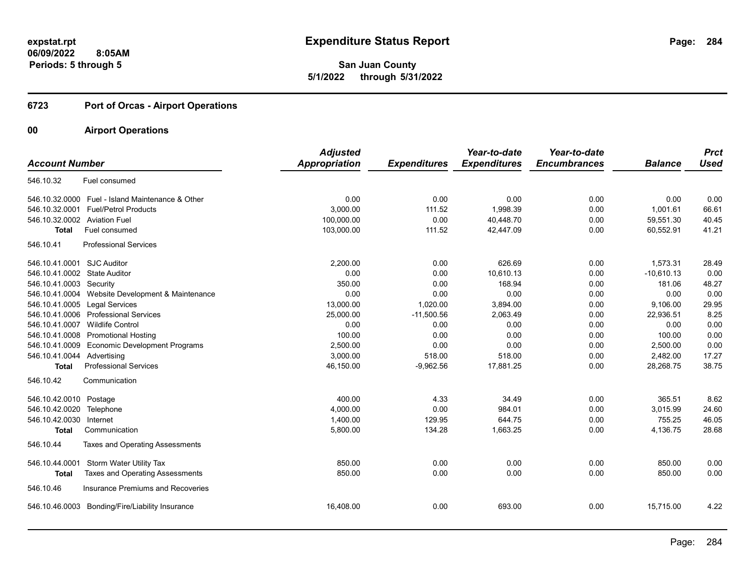# Expenditure Status Report

**San Juan County**
**5/1/2022 through 5/31/2022**

expstat.rpt
06/09/2022 8:05AM
Periods: 5 through 5

## 6723 Port of Orcas - Airport Operations

### 00 Airport Operations

| Account Number | | Adjusted Appropriation | Expenditures | Year-to-date Expenditures | Year-to-date Encumbrances | Balance | Prct Used |
|---|---|---|---|---|---|---|---|
| 546.10.32 | Fuel consumed | | | | | | |
| 546.10.32.0000 | Fuel - Island Maintenance & Other | 0.00 | 0.00 | 0.00 | 0.00 | 0.00 | 0.00 |
| 546.10.32.0001 | Fuel/Petrol Products | 3,000.00 | 111.52 | 1,998.39 | 0.00 | 1,001.61 | 66.61 |
| 546.10.32.0002 | Aviation Fuel | 100,000.00 | 0.00 | 40,448.70 | 0.00 | 59,551.30 | 40.45 |
| **Total** | Fuel consumed | 103,000.00 | 111.52 | 42,447.09 | 0.00 | 60,552.91 | 41.21 |
| 546.10.41 | Professional Services | | | | | | |
| 546.10.41.0001 | SJC Auditor | 2,200.00 | 0.00 | 626.69 | 0.00 | 1,573.31 | 28.49 |
| 546.10.41.0002 | State Auditor | 0.00 | 0.00 | 10,610.13 | 0.00 | -10,610.13 | 0.00 |
| 546.10.41.0003 | Security | 350.00 | 0.00 | 168.94 | 0.00 | 181.06 | 48.27 |
| 546.10.41.0004 | Website Development & Maintenance | 0.00 | 0.00 | 0.00 | 0.00 | 0.00 | 0.00 |
| 546.10.41.0005 | Legal Services | 13,000.00 | 1,020.00 | 3,894.00 | 0.00 | 9,106.00 | 29.95 |
| 546.10.41.0006 | Professional Services | 25,000.00 | -11,500.56 | 2,063.49 | 0.00 | 22,936.51 | 8.25 |
| 546.10.41.0007 | Wildlife Control | 0.00 | 0.00 | 0.00 | 0.00 | 0.00 | 0.00 |
| 546.10.41.0008 | Promotional Hosting | 100.00 | 0.00 | 0.00 | 0.00 | 100.00 | 0.00 |
| 546.10.41.0009 | Economic Development Programs | 2,500.00 | 0.00 | 0.00 | 0.00 | 2,500.00 | 0.00 |
| 546.10.41.0044 | Advertising | 3,000.00 | 518.00 | 518.00 | 0.00 | 2,482.00 | 17.27 |
| **Total** | Professional Services | 46,150.00 | -9,962.56 | 17,881.25 | 0.00 | 28,268.75 | 38.75 |
| 546.10.42 | Communication | | | | | | |
| 546.10.42.0010 | Postage | 400.00 | 4.33 | 34.49 | 0.00 | 365.51 | 8.62 |
| 546.10.42.0020 | Telephone | 4,000.00 | 0.00 | 984.01 | 0.00 | 3,015.99 | 24.60 |
| 546.10.42.0030 | Internet | 1,400.00 | 129.95 | 644.75 | 0.00 | 755.25 | 46.05 |
| **Total** | Communication | 5,800.00 | 134.28 | 1,663.25 | 0.00 | 4,136.75 | 28.68 |
| 546.10.44 | Taxes and Operating Assessments | | | | | | |
| 546.10.44.0001 | Storm Water Utility Tax | 850.00 | 0.00 | 0.00 | 0.00 | 850.00 | 0.00 |
| **Total** | Taxes and Operating Assessments | 850.00 | 0.00 | 0.00 | 0.00 | 850.00 | 0.00 |
| 546.10.46 | Insurance Premiums and Recoveries | | | | | | |
| 546.10.46.0003 | Bonding/Fire/Liability Insurance | 16,408.00 | 0.00 | 693.00 | 0.00 | 15,715.00 | 4.22 |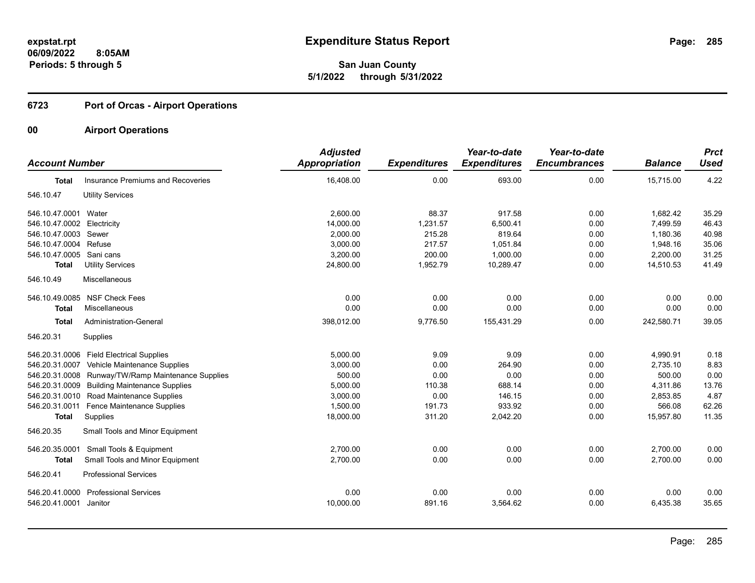# Expenditure Status Report

expstat.rpt
06/09/2022 8:05AM
Periods: 5 through 5

San Juan County
5/1/2022 through 5/31/2022

## 6723 Port of Orcas - Airport Operations

### 00 Airport Operations

| Account Number | | Adjusted Appropriation | Expenditures | Year-to-date Expenditures | Year-to-date Encumbrances | Balance | Prct Used |
|---|---|---|---|---|---|---|---|
| **Total** | Insurance Premiums and Recoveries | 16,408.00 | 0.00 | 693.00 | 0.00 | 15,715.00 | 4.22 |
| 546.10.47 | Utility Services | | | | | | |
| 546.10.47.0001 | Water | 2,600.00 | 88.37 | 917.58 | 0.00 | 1,682.42 | 35.29 |
| 546.10.47.0002 | Electricity | 14,000.00 | 1,231.57 | 6,500.41 | 0.00 | 7,499.59 | 46.43 |
| 546.10.47.0003 | Sewer | 2,000.00 | 215.28 | 819.64 | 0.00 | 1,180.36 | 40.98 |
| 546.10.47.0004 | Refuse | 3,000.00 | 217.57 | 1,051.84 | 0.00 | 1,948.16 | 35.06 |
| 546.10.47.0005 | Sani cans | 3,200.00 | 200.00 | 1,000.00 | 0.00 | 2,200.00 | 31.25 |
| **Total** | Utility Services | 24,800.00 | 1,952.79 | 10,289.47 | 0.00 | 14,510.53 | 41.49 |
| 546.10.49 | Miscellaneous | | | | | | |
| 546.10.49.0085 | NSF Check Fees | 0.00 | 0.00 | 0.00 | 0.00 | 0.00 | 0.00 |
| **Total** | Miscellaneous | 0.00 | 0.00 | 0.00 | 0.00 | 0.00 | 0.00 |
| **Total** | Administration-General | 398,012.00 | 9,776.50 | 155,431.29 | 0.00 | 242,580.71 | 39.05 |
| 546.20.31 | Supplies | | | | | | |
| 546.20.31.0006 | Field Electrical Supplies | 5,000.00 | 9.09 | 9.09 | 0.00 | 4,990.91 | 0.18 |
| 546.20.31.0007 | Vehicle Maintenance Supplies | 3,000.00 | 0.00 | 264.90 | 0.00 | 2,735.10 | 8.83 |
| 546.20.31.0008 | Runway/TW/Ramp Maintenance Supplies | 500.00 | 0.00 | 0.00 | 0.00 | 500.00 | 0.00 |
| 546.20.31.0009 | Building Maintenance Supplies | 5,000.00 | 110.38 | 688.14 | 0.00 | 4,311.86 | 13.76 |
| 546.20.31.0010 | Road Maintenance Supplies | 3,000.00 | 0.00 | 146.15 | 0.00 | 2,853.85 | 4.87 |
| 546.20.31.0011 | Fence Maintenance Supplies | 1,500.00 | 191.73 | 933.92 | 0.00 | 566.08 | 62.26 |
| **Total** | Supplies | 18,000.00 | 311.20 | 2,042.20 | 0.00 | 15,957.80 | 11.35 |
| 546.20.35 | Small Tools and Minor Equipment | | | | | | |
| 546.20.35.0001 | Small Tools & Equipment | 2,700.00 | 0.00 | 0.00 | 0.00 | 2,700.00 | 0.00 |
| **Total** | Small Tools and Minor Equipment | 2,700.00 | 0.00 | 0.00 | 0.00 | 2,700.00 | 0.00 |
| 546.20.41 | Professional Services | | | | | | |
| 546.20.41.0000 | Professional Services | 0.00 | 0.00 | 0.00 | 0.00 | 0.00 | 0.00 |
| 546.20.41.0001 | Janitor | 10,000.00 | 891.16 | 3,564.62 | 0.00 | 6,435.38 | 35.65 |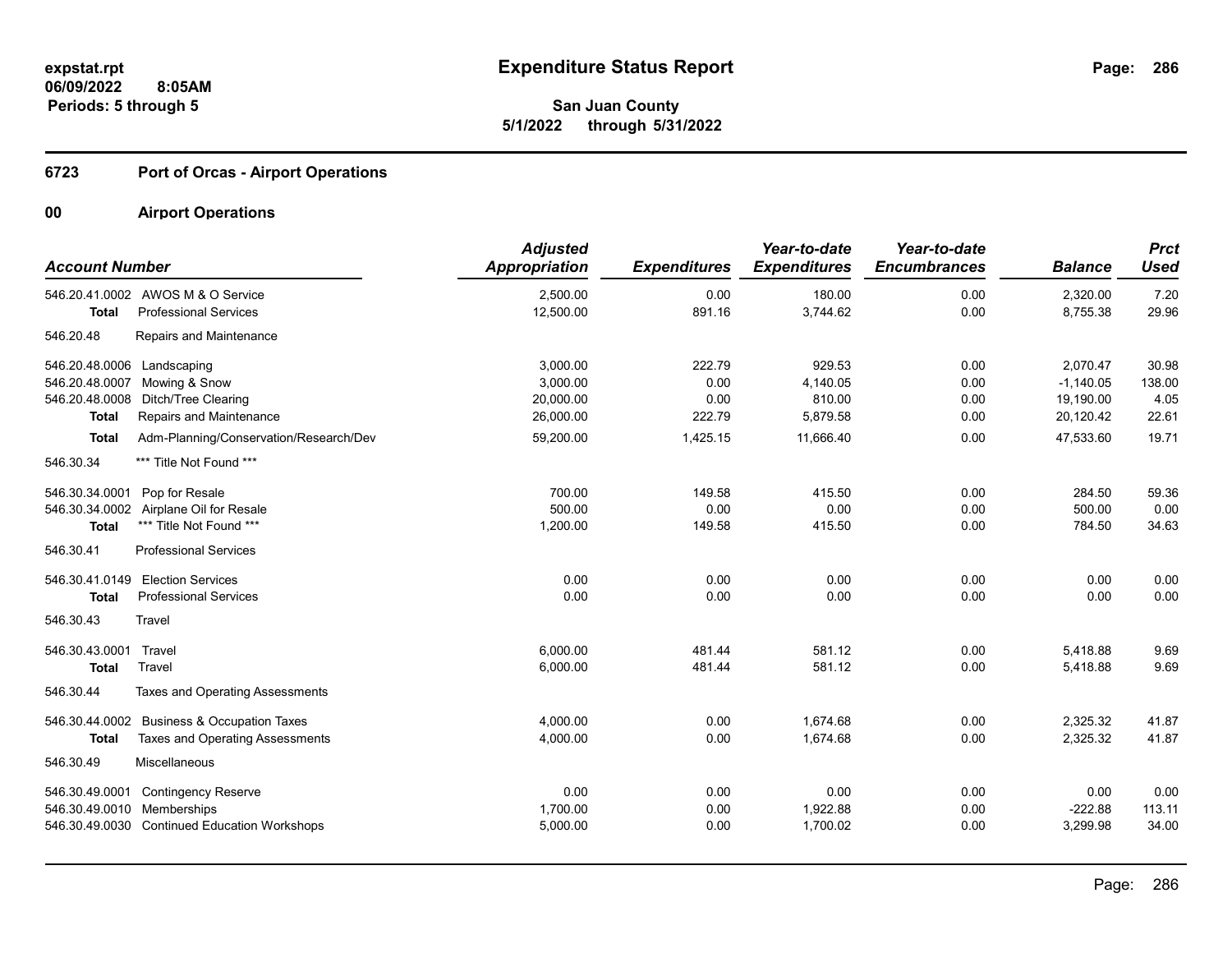**expstat.rpt**
**06/09/2022 8:05AM**
**Periods: 5 through 5**

# Expenditure Status Report

**San Juan County**
**5/1/2022 through 5/31/2022**

## 6723 Port of Orcas - Airport Operations

## 00 Airport Operations

| Account Number | | Adjusted Appropriation | Expenditures | Year-to-date Expenditures | Year-to-date Encumbrances | Balance | Prct Used |
|---|---|---|---|---|---|---|---|
| 546.20.41.0002 | AWOS M & O Service | 2,500.00 | 0.00 | 180.00 | 0.00 | 2,320.00 | 7.20 |
| **Total** | Professional Services | 12,500.00 | 891.16 | 3,744.62 | 0.00 | 8,755.38 | 29.96 |
| 546.20.48 | Repairs and Maintenance | | | | | | |
| 546.20.48.0006 | Landscaping | 3,000.00 | 222.79 | 929.53 | 0.00 | 2,070.47 | 30.98 |
| 546.20.48.0007 | Mowing & Snow | 3,000.00 | 0.00 | 4,140.05 | 0.00 | -1,140.05 | 138.00 |
| 546.20.48.0008 | Ditch/Tree Clearing | 20,000.00 | 0.00 | 810.00 | 0.00 | 19,190.00 | 4.05 |
| **Total** | Repairs and Maintenance | 26,000.00 | 222.79 | 5,879.58 | 0.00 | 20,120.42 | 22.61 |
| **Total** | Adm-Planning/Conservation/Research/Dev | 59,200.00 | 1,425.15 | 11,666.40 | 0.00 | 47,533.60 | 19.71 |
| 546.30.34 | *** Title Not Found *** | | | | | | |
| 546.30.34.0001 | Pop for Resale | 700.00 | 149.58 | 415.50 | 0.00 | 284.50 | 59.36 |
| 546.30.34.0002 | Airplane Oil for Resale | 500.00 | 0.00 | 0.00 | 0.00 | 500.00 | 0.00 |
| **Total** | *** Title Not Found *** | 1,200.00 | 149.58 | 415.50 | 0.00 | 784.50 | 34.63 |
| 546.30.41 | Professional Services | | | | | | |
| 546.30.41.0149 | Election Services | 0.00 | 0.00 | 0.00 | 0.00 | 0.00 | 0.00 |
| **Total** | Professional Services | 0.00 | 0.00 | 0.00 | 0.00 | 0.00 | 0.00 |
| 546.30.43 | Travel | | | | | | |
| 546.30.43.0001 | Travel | 6,000.00 | 481.44 | 581.12 | 0.00 | 5,418.88 | 9.69 |
| **Total** | Travel | 6,000.00 | 481.44 | 581.12 | 0.00 | 5,418.88 | 9.69 |
| 546.30.44 | Taxes and Operating Assessments | | | | | | |
| 546.30.44.0002 | Business & Occupation Taxes | 4,000.00 | 0.00 | 1,674.68 | 0.00 | 2,325.32 | 41.87 |
| **Total** | Taxes and Operating Assessments | 4,000.00 | 0.00 | 1,674.68 | 0.00 | 2,325.32 | 41.87 |
| 546.30.49 | Miscellaneous | | | | | | |
| 546.30.49.0001 | Contingency Reserve | 0.00 | 0.00 | 0.00 | 0.00 | 0.00 | 0.00 |
| 546.30.49.0010 | Memberships | 1,700.00 | 0.00 | 1,922.88 | 0.00 | -222.88 | 113.11 |
| 546.30.49.0030 | Continued Education Workshops | 5,000.00 | 0.00 | 1,700.02 | 0.00 | 3,299.98 | 34.00 |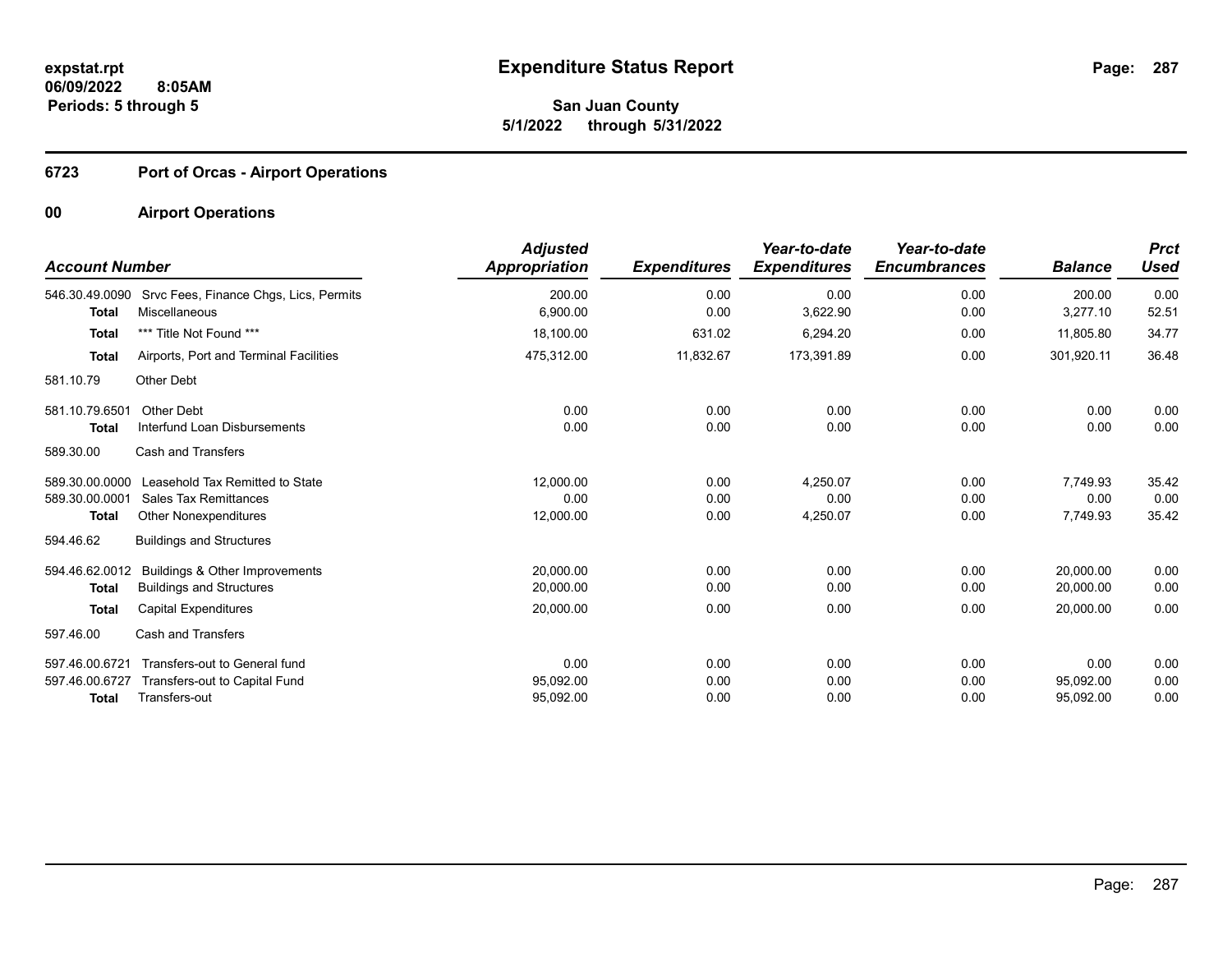**expstat.rpt**
**06/09/2022 8:05AM**
**Periods: 5 through 5**

# Expenditure Status Report

**San Juan County**
**5/1/2022 through 5/31/2022**

## 6723 Port of Orcas - Airport Operations

## 00 Airport Operations

| Account Number | | Adjusted Appropriation | Expenditures | Year-to-date Expenditures | Year-to-date Encumbrances | Balance | Prct Used |
|---|---|---|---|---|---|---|---|
| 546.30.49.0090 | Srvc Fees, Finance Chgs, Lics, Permits | 200.00 | 0.00 | 0.00 | 0.00 | 200.00 | 0.00 |
| **Total** | Miscellaneous | 6,900.00 | 0.00 | 3,622.90 | 0.00 | 3,277.10 | 52.51 |
| **Total** | *** Title Not Found *** | 18,100.00 | 631.02 | 6,294.20 | 0.00 | 11,805.80 | 34.77 |
| **Total** | Airports, Port and Terminal Facilities | 475,312.00 | 11,832.67 | 173,391.89 | 0.00 | 301,920.11 | 36.48 |
| 581.10.79 | Other Debt | | | | | | |
| 581.10.79.6501 | Other Debt | 0.00 | 0.00 | 0.00 | 0.00 | 0.00 | 0.00 |
| **Total** | Interfund Loan Disbursements | 0.00 | 0.00 | 0.00 | 0.00 | 0.00 | 0.00 |
| 589.30.00 | Cash and Transfers | | | | | | |
| 589.30.00.0000 | Leasehold Tax Remitted to State | 12,000.00 | 0.00 | 4,250.07 | 0.00 | 7,749.93 | 35.42 |
| 589.30.00.0001 | Sales Tax Remittances | 0.00 | 0.00 | 0.00 | 0.00 | 0.00 | 0.00 |
| **Total** | Other Nonexpenditures | 12,000.00 | 0.00 | 4,250.07 | 0.00 | 7,749.93 | 35.42 |
| 594.46.62 | Buildings and Structures | | | | | | |
| 594.46.62.0012 | Buildings & Other Improvements | 20,000.00 | 0.00 | 0.00 | 0.00 | 20,000.00 | 0.00 |
| **Total** | Buildings and Structures | 20,000.00 | 0.00 | 0.00 | 0.00 | 20,000.00 | 0.00 |
| **Total** | Capital Expenditures | 20,000.00 | 0.00 | 0.00 | 0.00 | 20,000.00 | 0.00 |
| 597.46.00 | Cash and Transfers | | | | | | |
| 597.46.00.6721 | Transfers-out to General fund | 0.00 | 0.00 | 0.00 | 0.00 | 0.00 | 0.00 |
| 597.46.00.6727 | Transfers-out to Capital Fund | 95,092.00 | 0.00 | 0.00 | 0.00 | 95,092.00 | 0.00 |
| **Total** | Transfers-out | 95,092.00 | 0.00 | 0.00 | 0.00 | 95,092.00 | 0.00 |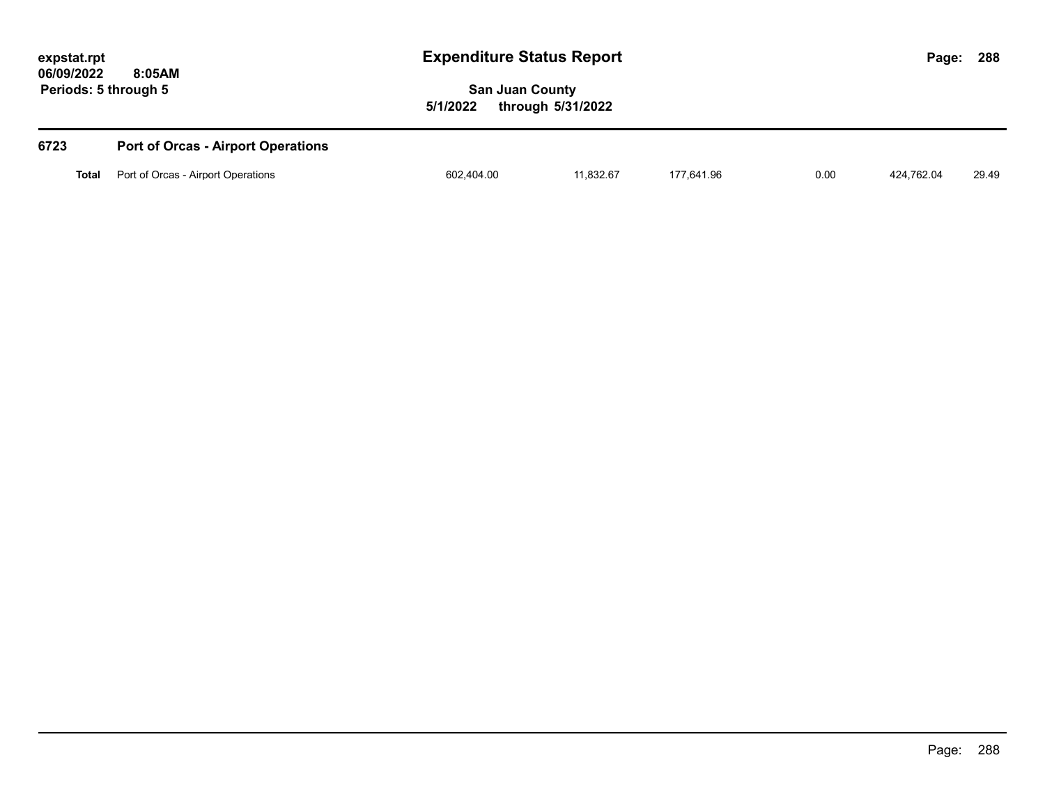## 6723 Port of Orcas - Airport Operations

| | | | | | | | |
|---|---|---|---|---|---|---|---|
| **Total** | Port of Orcas - Airport Operations | 602,404.00 | 11,832.67 | 177,641.96 | 0.00 | 424,762.04 | 29.49 |